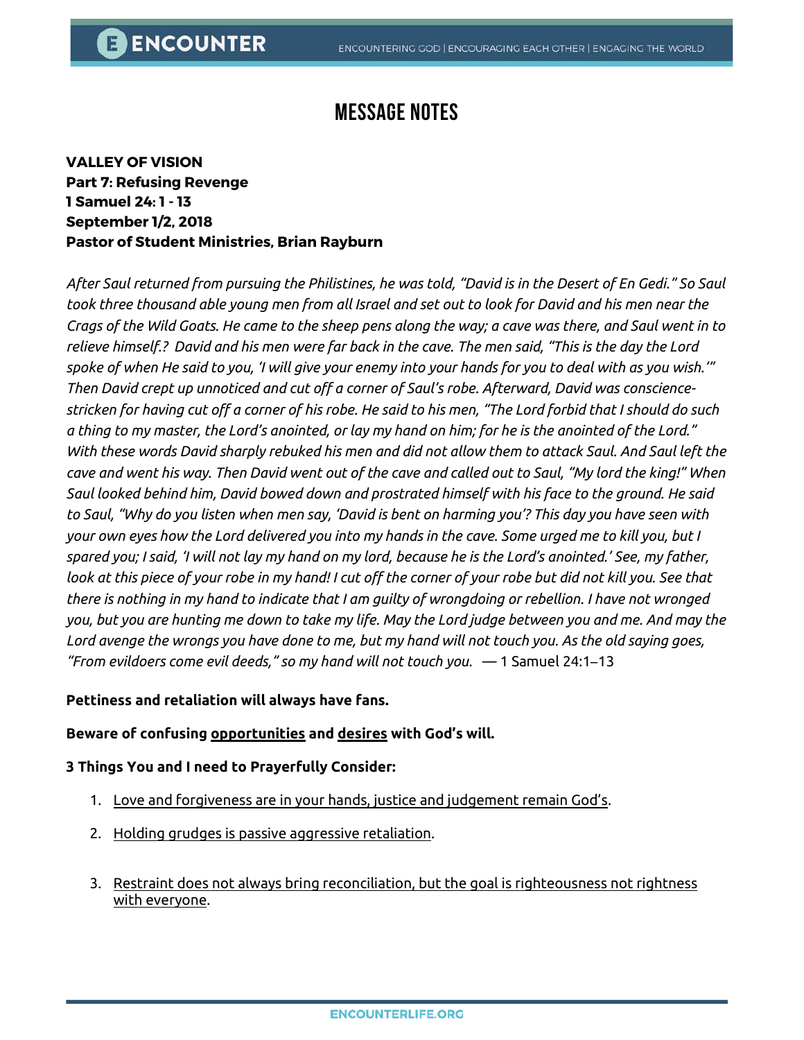# MESSAGE NOTES

**VALLEY OF VISION**
**Part 7: Refusing Revenge**
**1 Samuel 24: 1 - 13**
**September 1/2, 2018**
**Pastor of Student Ministries, Brian Rayburn**

*After Saul returned from pursuing the Philistines, he was told, "David is in the Desert of En Gedi." So Saul took three thousand able young men from all Israel and set out to look for David and his men near the Crags of the Wild Goats. He came to the sheep pens along the way; a cave was there, and Saul went in to relieve himself.? David and his men were far back in the cave. The men said, "This is the day the Lord spoke of when He said to you, 'I will give your enemy into your hands for you to deal with as you wish.'" Then David crept up unnoticed and cut off a corner of Saul's robe. Afterward, David was conscience-stricken for having cut off a corner of his robe. He said to his men, "The Lord forbid that I should do such a thing to my master, the Lord's anointed, or lay my hand on him; for he is the anointed of the Lord." With these words David sharply rebuked his men and did not allow them to attack Saul. And Saul left the cave and went his way. Then David went out of the cave and called out to Saul, "My lord the king!" When Saul looked behind him, David bowed down and prostrated himself with his face to the ground. He said to Saul, "Why do you listen when men say, 'David is bent on harming you'? This day you have seen with your own eyes how the Lord delivered you into my hands in the cave. Some urged me to kill you, but I spared you; I said, 'I will not lay my hand on my lord, because he is the Lord's anointed.' See, my father, look at this piece of your robe in my hand! I cut off the corner of your robe but did not kill you. See that there is nothing in my hand to indicate that I am guilty of wrongdoing or rebellion. I have not wronged you, but you are hunting me down to take my life. May the Lord judge between you and me. And may the Lord avenge the wrongs you have done to me, but my hand will not touch you. As the old saying goes, "From evildoers come evil deeds," so my hand will not touch you.* — 1 Samuel 24:1–13

**Pettiness and retaliation will always have fans.**

**Beware of confusing opportunities and desires with God's will.**

**3 Things You and I need to Prayerfully Consider:**

1. Love and forgiveness are in your hands, justice and judgement remain God's.
2. Holding grudges is passive aggressive retaliation.
3. Restraint does not always bring reconciliation, but the goal is righteousness not rightness with everyone.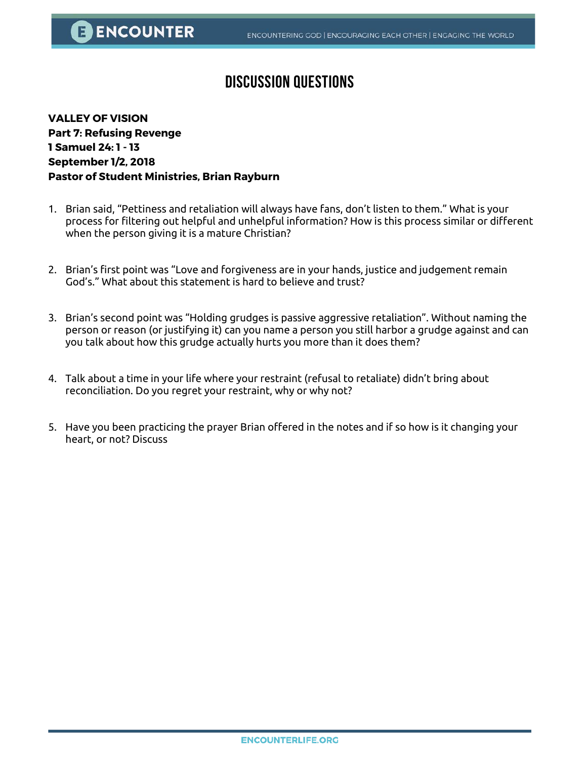# DISCUSSION QUESTIONS

**VALLEY OF VISION**
**Part 7: Refusing Revenge**
**1 Samuel 24: 1 - 13**
**September 1/2, 2018**
**Pastor of Student Ministries, Brian Rayburn**

1. Brian said, "Pettiness and retaliation will always have fans, don't listen to them." What is your process for filtering out helpful and unhelpful information? How is this process similar or different when the person giving it is a mature Christian?

2. Brian's first point was "Love and forgiveness are in your hands, justice and judgement remain God's." What about this statement is hard to believe and trust?

3. Brian's second point was "Holding grudges is passive aggressive retaliation". Without naming the person or reason (or justifying it) can you name a person you still harbor a grudge against and can you talk about how this grudge actually hurts you more than it does them?

4. Talk about a time in your life where your restraint (refusal to retaliate) didn't bring about reconciliation. Do you regret your restraint, why or why not?

5. Have you been practicing the prayer Brian offered in the notes and if so how is it changing your heart, or not? Discuss